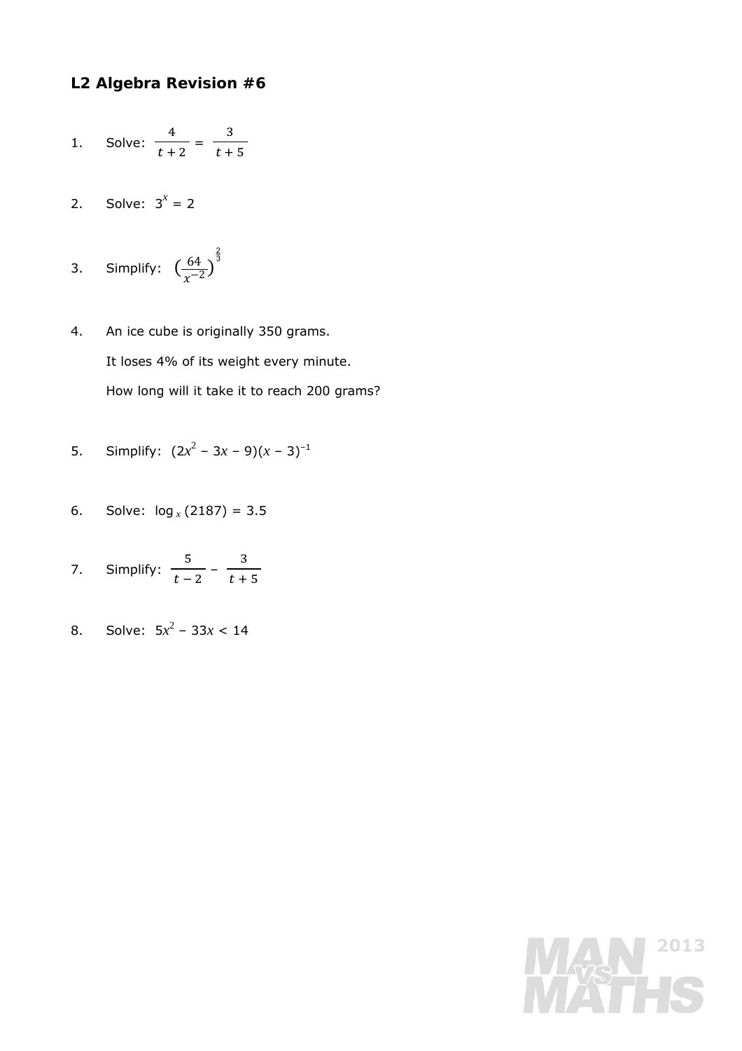## L2 Algebra Revision #6

1. Solve: $\dfrac{4}{t+2} = \dfrac{3}{t+5}$

2. Solve: $3^x = 2$

3. Simplify: $\left(\dfrac{64}{x^{-2}}\right)^{\frac{2}{3}}$

4. An ice cube is originally 350 grams.

   It loses 4% of its weight every minute.

   How long will it take it to reach 200 grams?

5. Simplify: $(2x^2 - 3x - 9)(x - 3)^{-1}$

6. Solve: $\log_x(2187) = 3.5$

7. Simplify: $\dfrac{5}{t-2} - \dfrac{3}{t+5}$

8. Solve: $5x^2 - 33x < 14$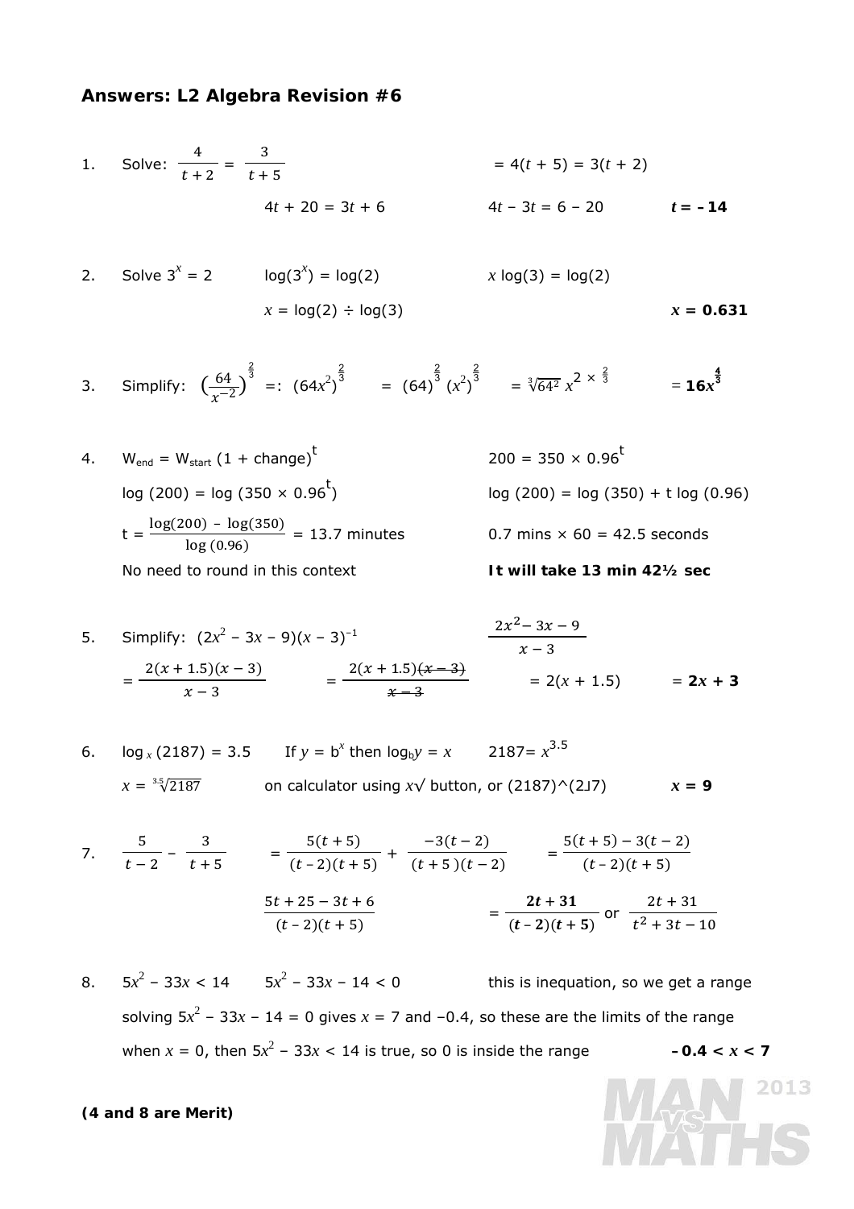**Answers: L2 Algebra Revision #6**

1. Solve: $\frac{4}{t+2} = \frac{3}{t+5}$ $\quad = 4(t + 5) = 3(t + 2)$

   $4t + 20 = 3t + 6$ $\quad 4t - 3t = 6 - 20$ $\quad$ ***t* = –14**

2. Solve $3^x = 2$ $\quad \log(3^x) = \log(2)$ $\quad x \log(3) = \log(2)$

   $x = \log(2) \div \log(3)$ $\quad$ $\boldsymbol{x = 0.631}$

3. Simplify: $\left(\frac{64}{x^{-2}}\right)^{\frac{2}{3}}$ =: $(64x^2)^{\frac{2}{3}}$ $\quad = (64)^{\frac{2}{3}} (x^2)^{\frac{2}{3}}$ $\quad = \sqrt[3]{64^2}\, x^{2 \times \frac{2}{3}}$ $\quad = \boldsymbol{16x^{\frac{4}{3}}}$

4. $W_{end} = W_{start}\,(1 + \text{change})^t$ $\quad 200 = 350 \times 0.96^t$

   $\log(200) = \log(350 \times 0.96^t)$ $\quad \log(200) = \log(350) + t\log(0.96)$

   $t = \frac{\log(200) - \log(350)}{\log(0.96)} = 13.7$ minutes $\quad$ 0.7 mins × 60 = 42.5 seconds

   No need to round in this context $\quad$ **It will take 13 min 42½ sec**

5. Simplify: $(2x^2 - 3x - 9)(x - 3)^{-1}$ $\quad \frac{2x^2 - 3x - 9}{x-3}$

   $= \frac{2(x+1.5)(x-3)}{x-3}$ $\quad = \frac{2(x+1.5)\cancel{(x-3)}}{\cancel{x-3}}$ $\quad = 2(x + 1.5)$ $\quad = \boldsymbol{2x + 3}$

6. $\log_x(2187) = 3.5$ $\quad$ If $y = b^x$ then $\log_b y = x$ $\quad 2187 = x^{3.5}$

   $x = \sqrt[3.5]{2187}$ $\quad$ on calculator using $x\sqrt{}$ button, or (2187)^(2⅃7) $\quad$ $\boldsymbol{x = 9}$

7. $\frac{5}{t-2} - \frac{3}{t+5}$ $\quad = \frac{5(t+5)}{(t-2)(t+5)} + \frac{-3(t-2)}{(t+5)(t-2)}$ $\quad = \frac{5(t+5) - 3(t-2)}{(t-2)(t+5)}$

   $\frac{5t + 25 - 3t + 6}{(t-2)(t+5)}$ $\quad = \boldsymbol{\frac{2t+31}{(t-2)(t+5)}}$ or $\frac{2t+31}{t^2+3t-10}$

8. $5x^2 - 33x < 14$ $\quad 5x^2 - 33x - 14 < 0$ $\quad$ this is inequation, so we get a range

   solving $5x^2 - 33x - 14 = 0$ gives $x = 7$ and $-0.4$, so these are the limits of the range

   when $x = 0$, then $5x^2 - 33x < 14$ is true, so 0 is inside the range $\quad$ $\boldsymbol{-0.4 < x < 7}$

***(4 and 8 are Merit)***

MAN vs MATHS 2013